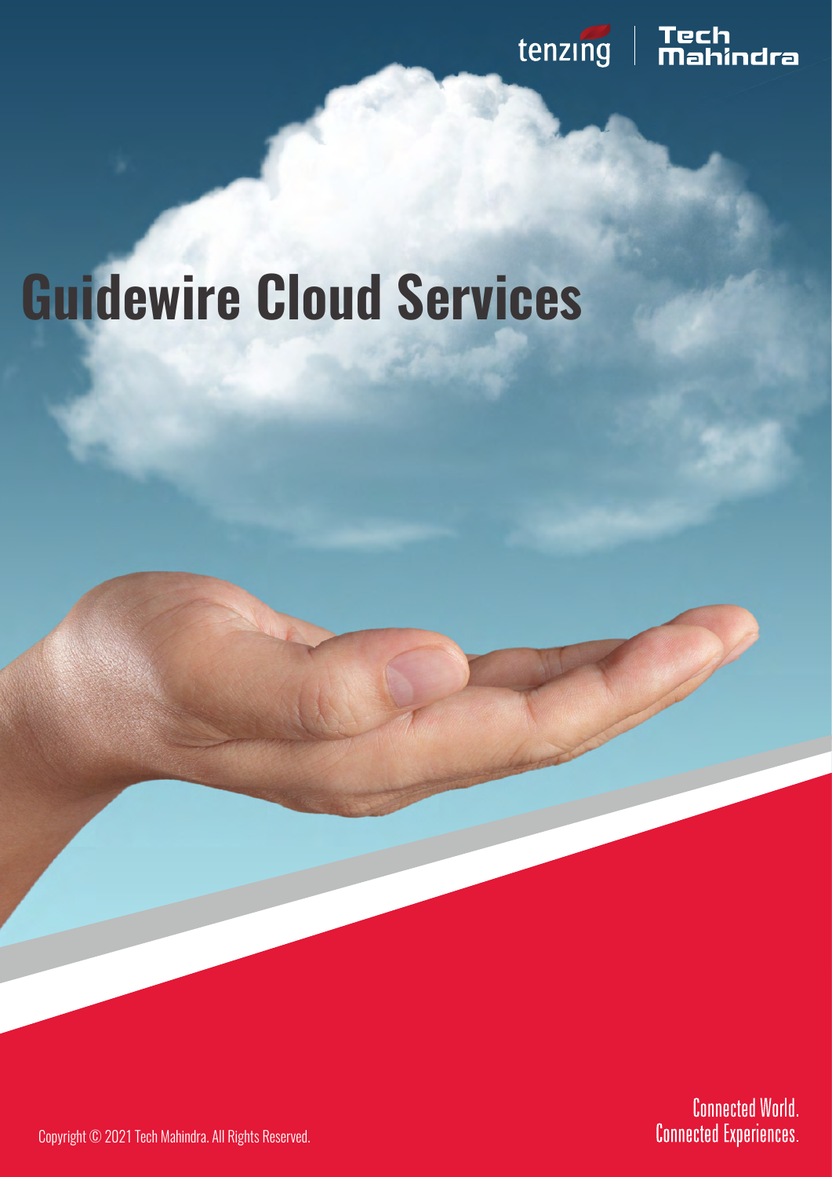tenzing | Tech Mahindra

# Guidewire Cloud Services

Copyright © 2021 Tech Mahindra. All Rights Reserved.

Connected World.
Connected Experiences.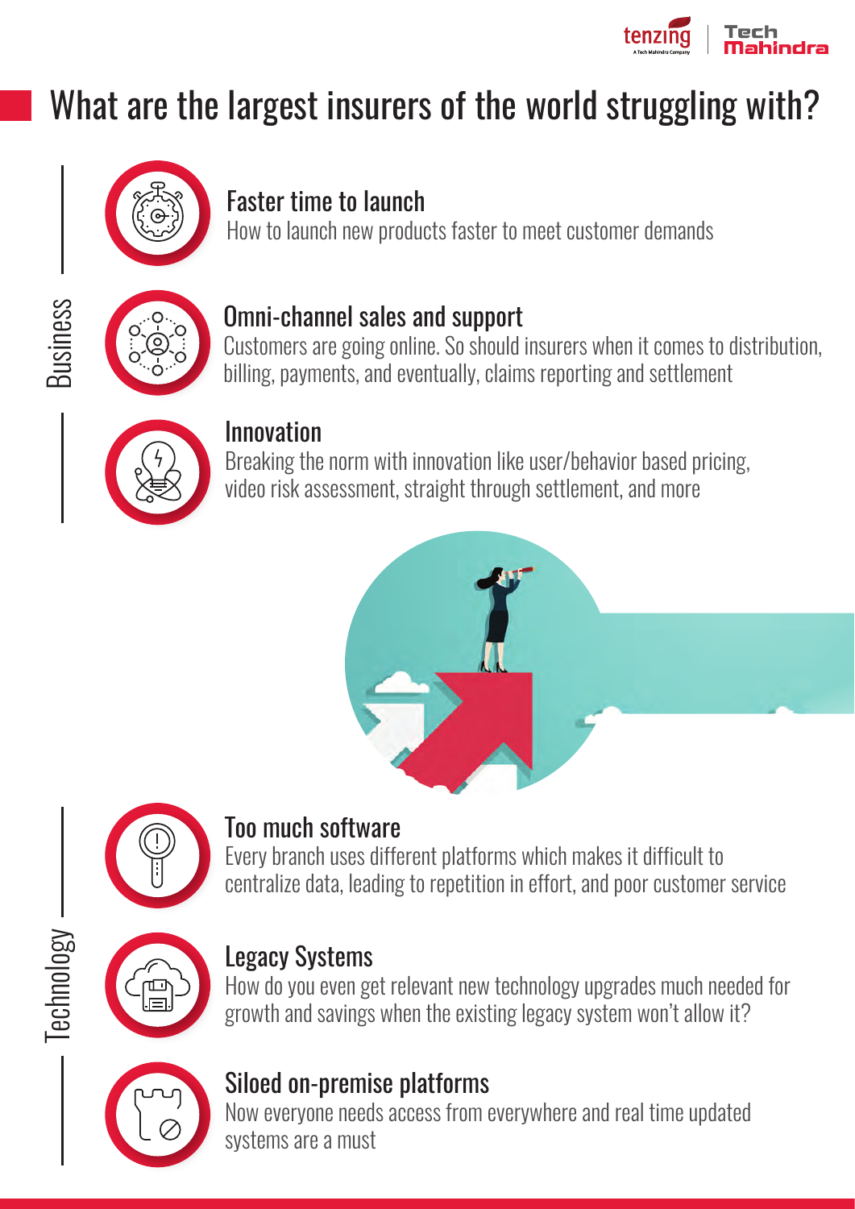# What are the largest insurers of the world struggling with?

## Business

### Faster time to launch

How to launch new products faster to meet customer demands

### Omni-channel sales and support

Customers are going online. So should insurers when it comes to distribution, billing, payments, and eventually, claims reporting and settlement

### Innovation

Breaking the norm with innovation like user/behavior based pricing, video risk assessment, straight through settlement, and more

## Technology

### Too much software

Every branch uses different platforms which makes it difficult to centralize data, leading to repetition in effort, and poor customer service

### Legacy Systems

How do you even get relevant new technology upgrades much needed for growth and savings when the existing legacy system won't allow it?

### Siloed on-premise platforms

Now everyone needs access from everywhere and real time updated systems are a must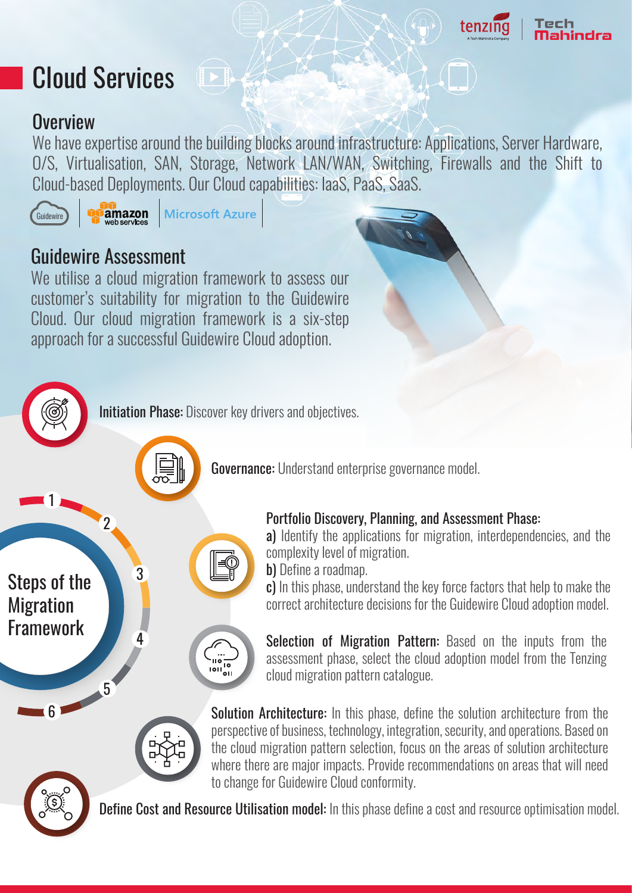# Cloud Services

## Overview

We have expertise around the building blocks around infrastructure: Applications, Server Hardware, O/S, Virtualisation, SAN, Storage, Network LAN/WAN, Switching, Firewalls and the Shift to Cloud-based Deployments. Our Cloud capabilities: IaaS, PaaS, SaaS.

Guidewire | amazon web services | Microsoft Azure

## Guidewire Assessment

We utilise a cloud migration framework to assess our customer's suitability for migration to the Guidewire Cloud. Our cloud migration framework is a six-step approach for a successful Guidewire Cloud adoption.

### Steps of the Migration Framework

1. **Initiation Phase:** Discover key drivers and objectives.
2. **Governance:** Understand enterprise governance model.
3. **Portfolio Discovery, Planning, and Assessment Phase:**
   - **a)** Identify the applications for migration, interdependencies, and the complexity level of migration.
   - **b)** Define a roadmap.
   - **c)** In this phase, understand the key force factors that help to make the correct architecture decisions for the Guidewire Cloud adoption model.
4. **Selection of Migration Pattern:** Based on the inputs from the assessment phase, select the cloud adoption model from the Tenzing cloud migration pattern catalogue.
5. **Solution Architecture:** In this phase, define the solution architecture from the perspective of business, technology, integration, security, and operations. Based on the cloud migration pattern selection, focus on the areas of solution architecture where there are major impacts. Provide recommendations on areas that will need to change for Guidewire Cloud conformity.
6. **Define Cost and Resource Utilisation model:** In this phase define a cost and resource optimisation model.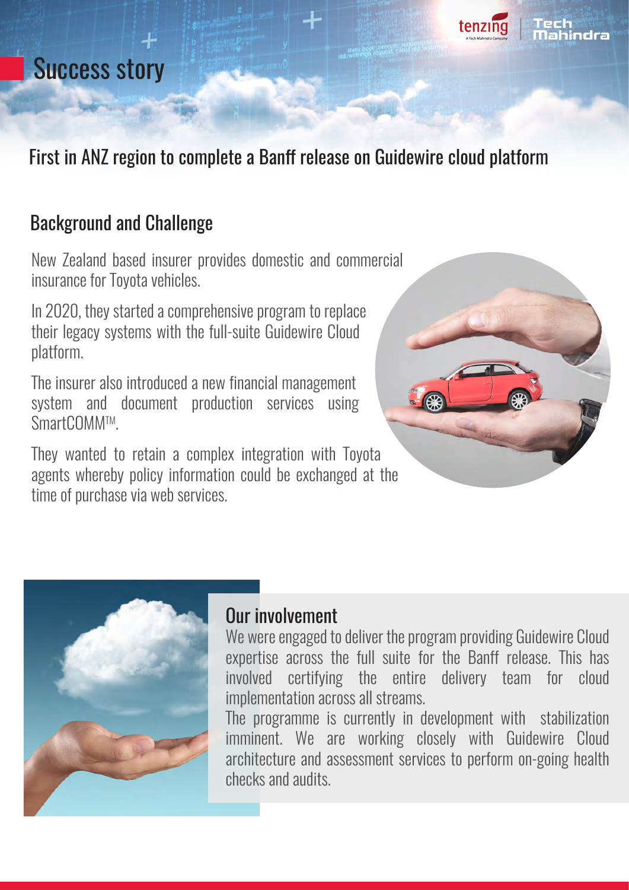# Success story

## First in ANZ region to complete a Banff release on Guidewire cloud platform

## Background and Challenge

New Zealand based insurer provides domestic and commercial insurance for Toyota vehicles.

In 2020, they started a comprehensive program to replace their legacy systems with the full-suite Guidewire Cloud platform.

The insurer also introduced a new financial management system and document production services using SmartCOMM™.

They wanted to retain a complex integration with Toyota agents whereby policy information could be exchanged at the time of purchase via web services.

## Our involvement

We were engaged to deliver the program providing Guidewire Cloud expertise across the full suite for the Banff release. This has involved certifying the entire delivery team for cloud implementation across all streams.

The programme is currently in development with stabilization imminent. We are working closely with Guidewire Cloud architecture and assessment services to perform on-going health checks and audits.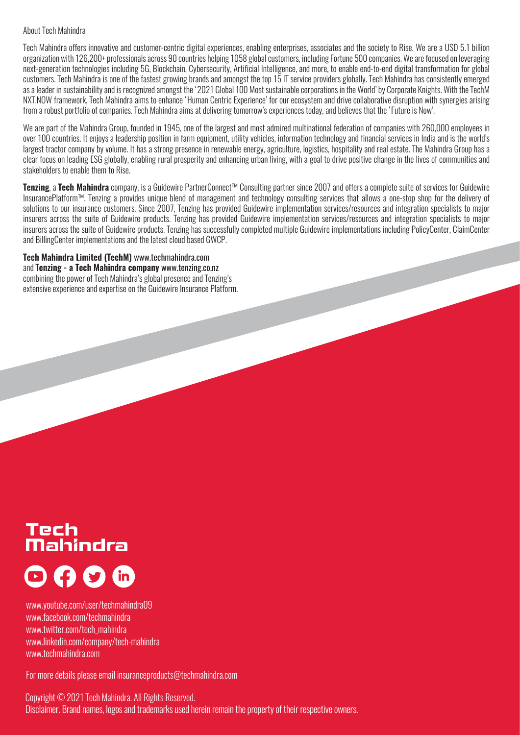About Tech Mahindra

Tech Mahindra offers innovative and customer-centric digital experiences, enabling enterprises, associates and the society to Rise. We are a USD 5.1 billion organization with 126,200+ professionals across 90 countries helping 1058 global customers, including Fortune 500 companies. We are focused on leveraging next-generation technologies including 5G, Blockchain, Cybersecurity, Artificial Intelligence, and more, to enable end-to-end digital transformation for global customers. Tech Mahindra is one of the fastest growing brands and amongst the top 15 IT service providers globally. Tech Mahindra has consistently emerged as a leader in sustainability and is recognized amongst the '2021 Global 100 Most sustainable corporations in the World' by Corporate Knights. With the TechM NXT.NOW framework, Tech Mahindra aims to enhance 'Human Centric Experience' for our ecosystem and drive collaborative disruption with synergies arising from a robust portfolio of companies. Tech Mahindra aims at delivering tomorrow's experiences today, and believes that the 'Future is Now'.

We are part of the Mahindra Group, founded in 1945, one of the largest and most admired multinational federation of companies with 260,000 employees in over 100 countries. It enjoys a leadership position in farm equipment, utility vehicles, information technology and financial services in India and is the world's largest tractor company by volume. It has a strong presence in renewable energy, agriculture, logistics, hospitality and real estate. The Mahindra Group has a clear focus on leading ESG globally, enabling rural prosperity and enhancing urban living, with a goal to drive positive change in the lives of communities and stakeholders to enable them to Rise.

**Tenzing**, a **Tech Mahindra** company, is a Guidewire PartnerConnect™ Consulting partner since 2007 and offers a complete suite of services for Guidewire InsurancePlatform™. Tenzing a provides unique blend of management and technology consulting services that allows a one-stop shop for the delivery of solutions to our insurance customers. Since 2007, Tenzing has provided Guidewire implementation services/resources and integration specialists to major insurers across the suite of Guidewire products. Tenzing has provided Guidewire implementation services/resources and integration specialists to major insurers across the suite of Guidewire products. Tenzing has successfully completed multiple Guidewire implementations including PolicyCenter, ClaimCenter and BillingCenter implementations and the latest cloud based GWCP.

**Tech Mahindra Limited (TechM)** www.techmahindra.com
and T**enzing - a Tech Mahindra company** www.tenzing.co.nz
combining the power of Tech Mahindra's global presence and Tenzing's extensive experience and expertise on the Guidewire Insurance Platform.

Tech Mahindra

www.youtube.com/user/techmahindra09
www.facebook.com/techmahindra
www.twitter.com/tech_mahindra
www.linkedin.com/company/tech-mahindra
www.techmahindra.com

For more details please email insuranceproducts@techmahindra.com

Copyright © 2021 Tech Mahindra. All Rights Reserved.
Disclaimer. Brand names, logos and trademarks used herein remain the property of their respective owners.